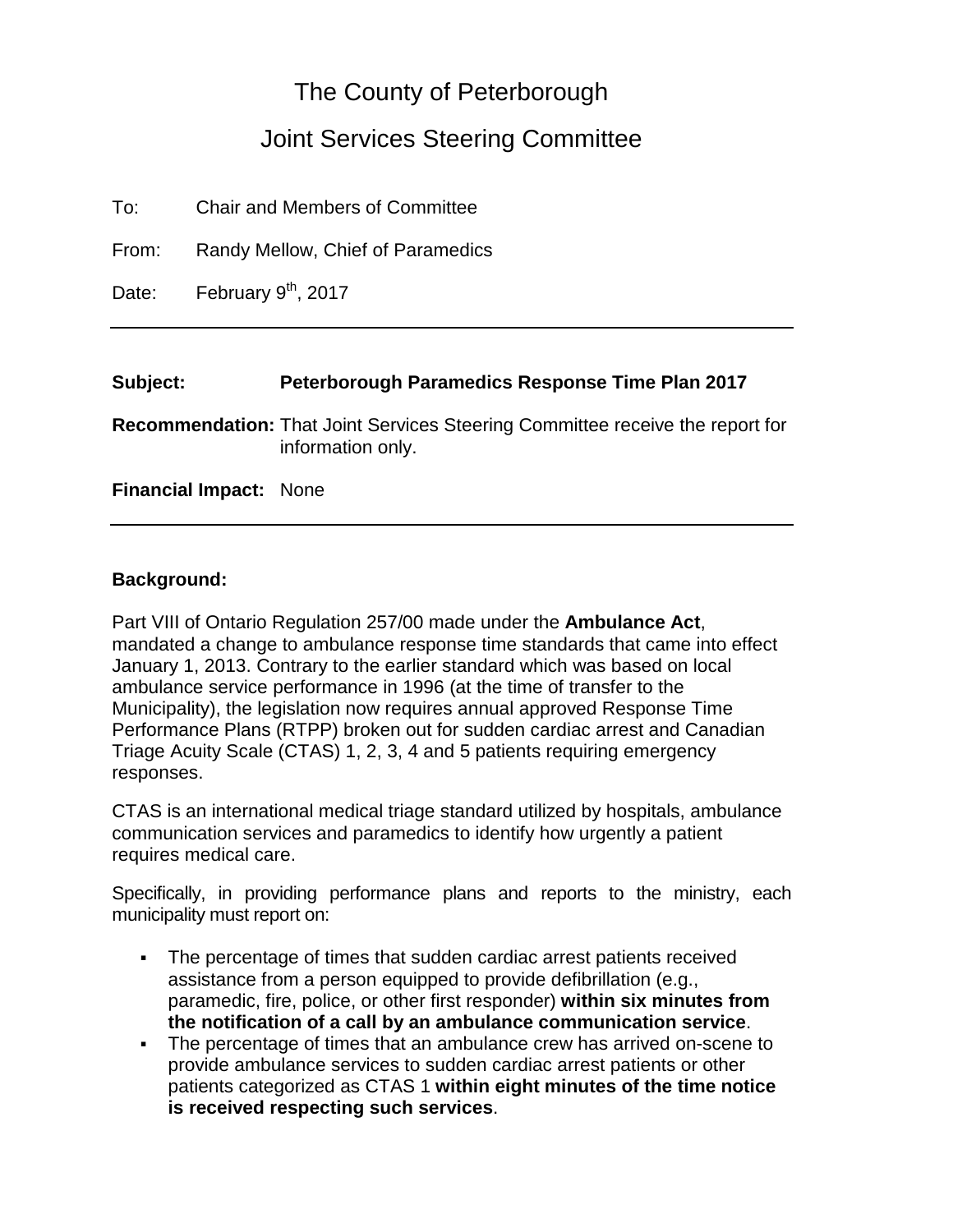# The County of Peterborough

## Joint Services Steering Committee

To: Chair and Members of Committee

From: Randy Mellow, Chief of Paramedics

Date: February 9th, 2017

---

**Subject:** **Peterborough Paramedics Response Time Plan 2017**

**Recommendation:** That Joint Services Steering Committee receive the report for information only.

**Financial Impact:** None

---

**Background:**

Part VIII of Ontario Regulation 257/00 made under the **Ambulance Act**, mandated a change to ambulance response time standards that came into effect January 1, 2013. Contrary to the earlier standard which was based on local ambulance service performance in 1996 (at the time of transfer to the Municipality), the legislation now requires annual approved Response Time Performance Plans (RTPP) broken out for sudden cardiac arrest and Canadian Triage Acuity Scale (CTAS) 1, 2, 3, 4 and 5 patients requiring emergency responses.

CTAS is an international medical triage standard utilized by hospitals, ambulance communication services and paramedics to identify how urgently a patient requires medical care.

Specifically, in providing performance plans and reports to the ministry, each municipality must report on:

- The percentage of times that sudden cardiac arrest patients received assistance from a person equipped to provide defibrillation (e.g., paramedic, fire, police, or other first responder) **within six minutes from the notification of a call by an ambulance communication service**.
- The percentage of times that an ambulance crew has arrived on-scene to provide ambulance services to sudden cardiac arrest patients or other patients categorized as CTAS 1 **within eight minutes of the time notice is received respecting such services**.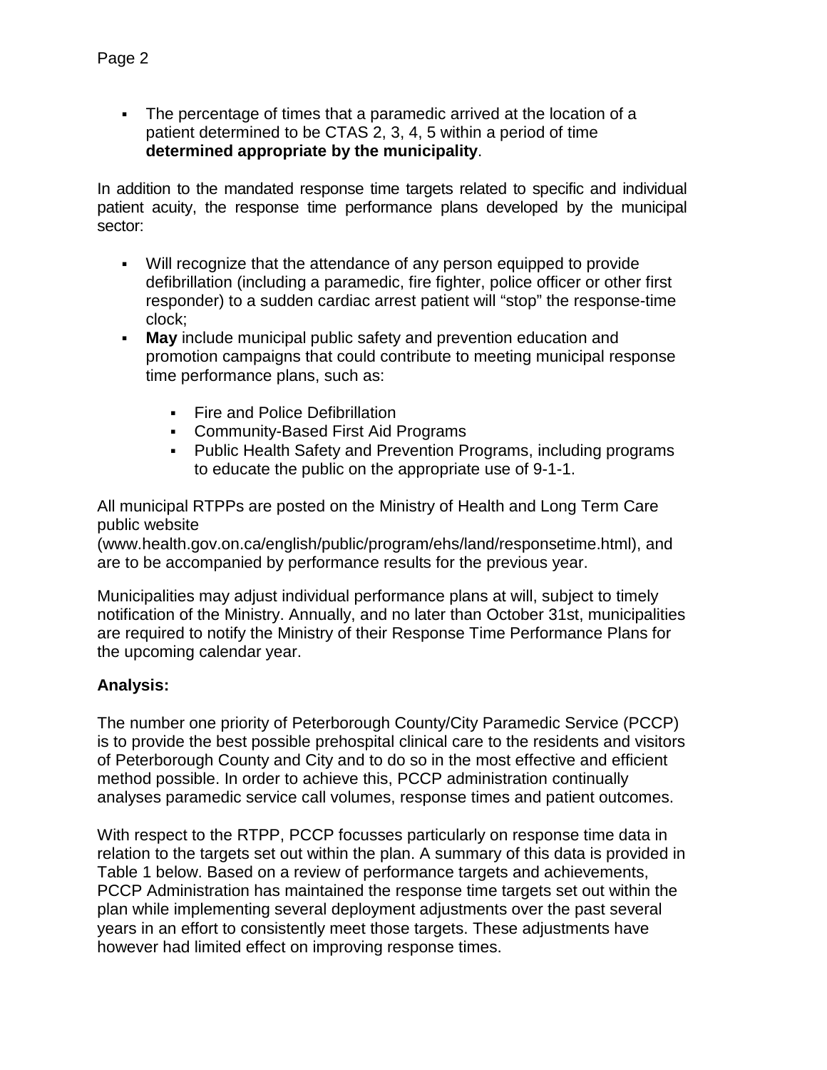- The percentage of times that a paramedic arrived at the location of a patient determined to be CTAS 2, 3, 4, 5 within a period of time **determined appropriate by the municipality**.

In addition to the mandated response time targets related to specific and individual patient acuity, the response time performance plans developed by the municipal sector:

- Will recognize that the attendance of any person equipped to provide defibrillation (including a paramedic, fire fighter, police officer or other first responder) to a sudden cardiac arrest patient will "stop" the response-time clock;
- **May** include municipal public safety and prevention education and promotion campaigns that could contribute to meeting municipal response time performance plans, such as:
    - Fire and Police Defibrillation
    - Community-Based First Aid Programs
    - Public Health Safety and Prevention Programs, including programs to educate the public on the appropriate use of 9-1-1.

All municipal RTPPs are posted on the Ministry of Health and Long Term Care public website (www.health.gov.on.ca/english/public/program/ehs/land/responsetime.html), and are to be accompanied by performance results for the previous year.

Municipalities may adjust individual performance plans at will, subject to timely notification of the Ministry. Annually, and no later than October 31st, municipalities are required to notify the Ministry of their Response Time Performance Plans for the upcoming calendar year.

**Analysis:**

The number one priority of Peterborough County/City Paramedic Service (PCCP) is to provide the best possible prehospital clinical care to the residents and visitors of Peterborough County and City and to do so in the most effective and efficient method possible. In order to achieve this, PCCP administration continually analyses paramedic service call volumes, response times and patient outcomes.

With respect to the RTPP, PCCP focusses particularly on response time data in relation to the targets set out within the plan. A summary of this data is provided in Table 1 below. Based on a review of performance targets and achievements, PCCP Administration has maintained the response time targets set out within the plan while implementing several deployment adjustments over the past several years in an effort to consistently meet those targets. These adjustments have however had limited effect on improving response times.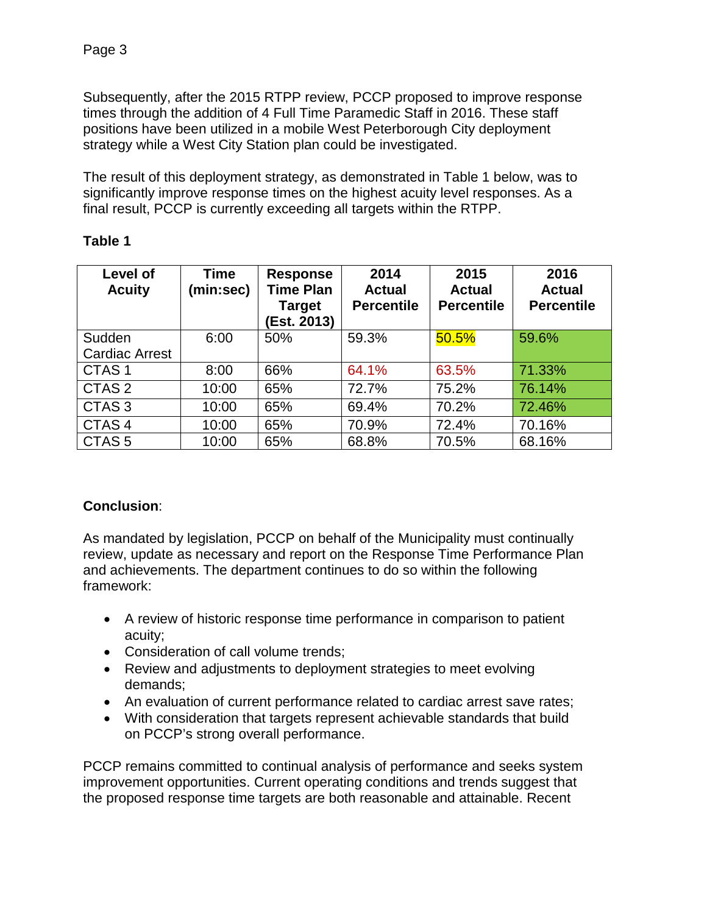Subsequently, after the 2015 RTPP review, PCCP proposed to improve response times through the addition of 4 Full Time Paramedic Staff in 2016. These staff positions have been utilized in a mobile West Peterborough City deployment strategy while a West City Station plan could be investigated.

The result of this deployment strategy, as demonstrated in Table 1 below, was to significantly improve response times on the highest acuity level responses. As a final result, PCCP is currently exceeding all targets within the RTPP.

**Table 1**

| Level of Acuity | Time (min:sec) | Response Time Plan Target (Est. 2013) | 2014 Actual Percentile | 2015 Actual Percentile | 2016 Actual Percentile |
|---|---|---|---|---|---|
| Sudden Cardiac Arrest | 6:00 | 50% | 59.3% | 50.5% | 59.6% |
| CTAS 1 | 8:00 | 66% | 64.1% | 63.5% | 71.33% |
| CTAS 2 | 10:00 | 65% | 72.7% | 75.2% | 76.14% |
| CTAS 3 | 10:00 | 65% | 69.4% | 70.2% | 72.46% |
| CTAS 4 | 10:00 | 65% | 70.9% | 72.4% | 70.16% |
| CTAS 5 | 10:00 | 65% | 68.8% | 70.5% | 68.16% |

**Conclusion**:

As mandated by legislation, PCCP on behalf of the Municipality must continually review, update as necessary and report on the Response Time Performance Plan and achievements. The department continues to do so within the following framework:

- A review of historic response time performance in comparison to patient acuity;
- Consideration of call volume trends;
- Review and adjustments to deployment strategies to meet evolving demands;
- An evaluation of current performance related to cardiac arrest save rates;
- With consideration that targets represent achievable standards that build on PCCP's strong overall performance.

PCCP remains committed to continual analysis of performance and seeks system improvement opportunities. Current operating conditions and trends suggest that the proposed response time targets are both reasonable and attainable. Recent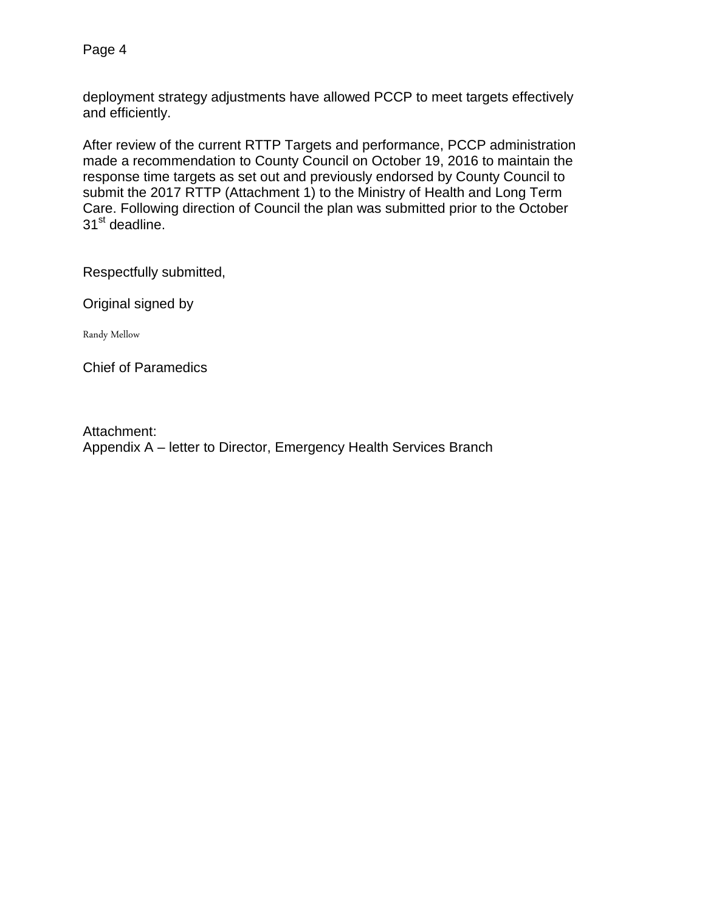deployment strategy adjustments have allowed PCCP to meet targets effectively and efficiently.

After review of the current RTTP Targets and performance, PCCP administration made a recommendation to County Council on October 19, 2016 to maintain the response time targets as set out and previously endorsed by County Council to submit the 2017 RTTP (Attachment 1) to the Ministry of Health and Long Term Care. Following direction of Council the plan was submitted prior to the October 31st deadline.

Respectfully submitted,

Original signed by

Randy Mellow

Chief of Paramedics

Attachment:
Appendix A – letter to Director, Emergency Health Services Branch